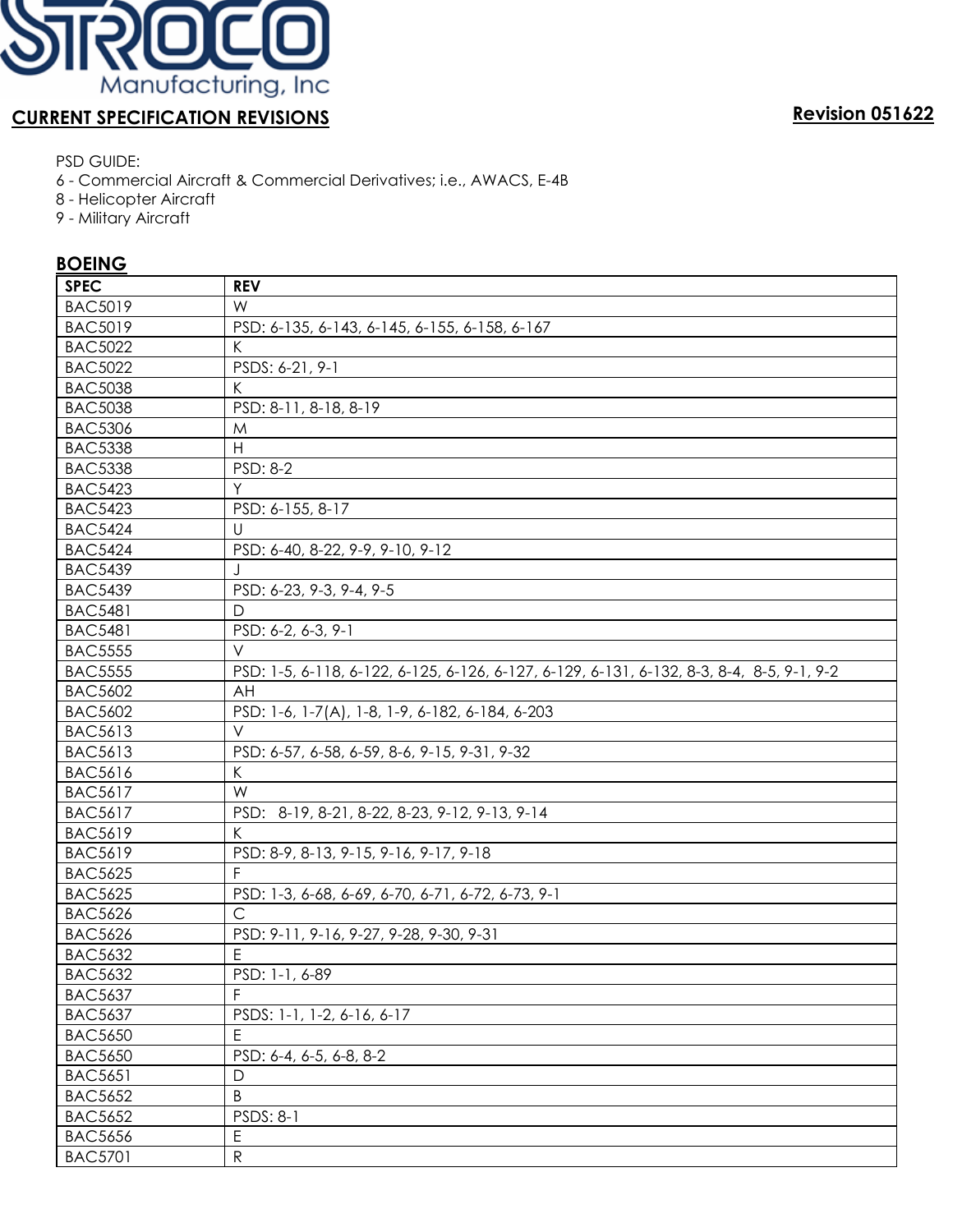STROCO Manufacturing, Inc

## CURRENT SPECIFICATION REVISIONS

**Revision 051622**

PSD GUIDE:
6 - Commercial Aircraft & Commercial Derivatives; i.e., AWACS, E-4B
8 - Helicopter Aircraft
9 - Military Aircraft

### BOEING

| SPEC | REV |
|---|---|
| BAC5019 | W |
| BAC5019 | PSD: 6-135, 6-143, 6-145, 6-155, 6-158, 6-167 |
| BAC5022 | K |
| BAC5022 | PSDS: 6-21, 9-1 |
| BAC5038 | K |
| BAC5038 | PSD: 8-11, 8-18, 8-19 |
| BAC5306 | M |
| BAC5338 | H |
| BAC5338 | PSD: 8-2 |
| BAC5423 | Y |
| BAC5423 | PSD: 6-155, 8-17 |
| BAC5424 | U |
| BAC5424 | PSD: 6-40, 8-22, 9-9, 9-10, 9-12 |
| BAC5439 | J |
| BAC5439 | PSD: 6-23, 9-3, 9-4, 9-5 |
| BAC5481 | D |
| BAC5481 | PSD: 6-2, 6-3, 9-1 |
| BAC5555 | V |
| BAC5555 | PSD: 1-5, 6-118, 6-122, 6-125, 6-126, 6-127, 6-129, 6-131, 6-132, 8-3, 8-4, 8-5, 9-1, 9-2 |
| BAC5602 | AH |
| BAC5602 | PSD: 1-6, 1-7(A), 1-8, 1-9, 6-182, 6-184, 6-203 |
| BAC5613 | V |
| BAC5613 | PSD: 6-57, 6-58, 6-59, 8-6, 9-15, 9-31, 9-32 |
| BAC5616 | K |
| BAC5617 | W |
| BAC5617 | PSD: 8-19, 8-21, 8-22, 8-23, 9-12, 9-13, 9-14 |
| BAC5619 | K |
| BAC5619 | PSD: 8-9, 8-13, 9-15, 9-16, 9-17, 9-18 |
| BAC5625 | F |
| BAC5625 | PSD: 1-3, 6-68, 6-69, 6-70, 6-71, 6-72, 6-73, 9-1 |
| BAC5626 | C |
| BAC5626 | PSD: 9-11, 9-16, 9-27, 9-28, 9-30, 9-31 |
| BAC5632 | E |
| BAC5632 | PSD: 1-1, 6-89 |
| BAC5637 | F |
| BAC5637 | PSDS: 1-1, 1-2, 6-16, 6-17 |
| BAC5650 | E |
| BAC5650 | PSD: 6-4, 6-5, 6-8, 8-2 |
| BAC5651 | D |
| BAC5652 | B |
| BAC5652 | PSDS: 8-1 |
| BAC5656 | E |
| BAC5701 | R |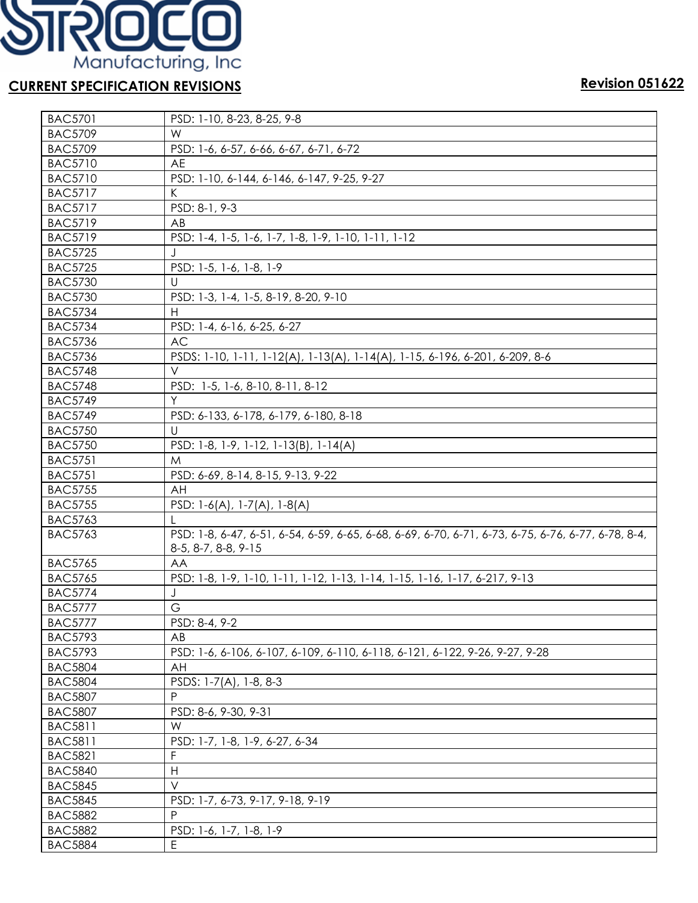STROCO Manufacturing, Inc

**CURRENT SPECIFICATION REVISIONS**

**Revision 051622**

| | |
|---|---|
| BAC5701 | PSD: 1-10, 8-23, 8-25, 9-8 |
| BAC5709 | W |
| BAC5709 | PSD: 1-6, 6-57, 6-66, 6-67, 6-71, 6-72 |
| BAC5710 | AE |
| BAC5710 | PSD: 1-10, 6-144, 6-146, 6-147, 9-25, 9-27 |
| BAC5717 | K |
| BAC5717 | PSD: 8-1, 9-3 |
| BAC5719 | AB |
| BAC5719 | PSD: 1-4, 1-5, 1-6, 1-7, 1-8, 1-9, 1-10, 1-11, 1-12 |
| BAC5725 | J |
| BAC5725 | PSD: 1-5, 1-6, 1-8, 1-9 |
| BAC5730 | U |
| BAC5730 | PSD: 1-3, 1-4, 1-5, 8-19, 8-20, 9-10 |
| BAC5734 | H |
| BAC5734 | PSD: 1-4, 6-16, 6-25, 6-27 |
| BAC5736 | AC |
| BAC5736 | PSDS: 1-10, 1-11, 1-12(A), 1-13(A), 1-14(A), 1-15, 6-196, 6-201, 6-209, 8-6 |
| BAC5748 | V |
| BAC5748 | PSD: 1-5, 1-6, 8-10, 8-11, 8-12 |
| BAC5749 | Y |
| BAC5749 | PSD: 6-133, 6-178, 6-179, 6-180, 8-18 |
| BAC5750 | U |
| BAC5750 | PSD: 1-8, 1-9, 1-12, 1-13(B), 1-14(A) |
| BAC5751 | M |
| BAC5751 | PSD: 6-69, 8-14, 8-15, 9-13, 9-22 |
| BAC5755 | AH |
| BAC5755 | PSD: 1-6(A), 1-7(A), 1-8(A) |
| BAC5763 | L |
| BAC5763 | PSD: 1-8, 6-47, 6-51, 6-54, 6-59, 6-65, 6-68, 6-69, 6-70, 6-71, 6-73, 6-75, 6-76, 6-77, 6-78, 8-4, 8-5, 8-7, 8-8, 9-15 |
| BAC5765 | AA |
| BAC5765 | PSD: 1-8, 1-9, 1-10, 1-11, 1-12, 1-13, 1-14, 1-15, 1-16, 1-17, 6-217, 9-13 |
| BAC5774 | J |
| BAC5777 | G |
| BAC5777 | PSD: 8-4, 9-2 |
| BAC5793 | AB |
| BAC5793 | PSD: 1-6, 6-106, 6-107, 6-109, 6-110, 6-118, 6-121, 6-122, 9-26, 9-27, 9-28 |
| BAC5804 | AH |
| BAC5804 | PSDS: 1-7(A), 1-8, 8-3 |
| BAC5807 | P |
| BAC5807 | PSD: 8-6, 9-30, 9-31 |
| BAC5811 | W |
| BAC5811 | PSD: 1-7, 1-8, 1-9, 6-27, 6-34 |
| BAC5821 | F |
| BAC5840 | H |
| BAC5845 | V |
| BAC5845 | PSD: 1-7, 6-73, 9-17, 9-18, 9-19 |
| BAC5882 | P |
| BAC5882 | PSD: 1-6, 1-7, 1-8, 1-9 |
| BAC5884 | E |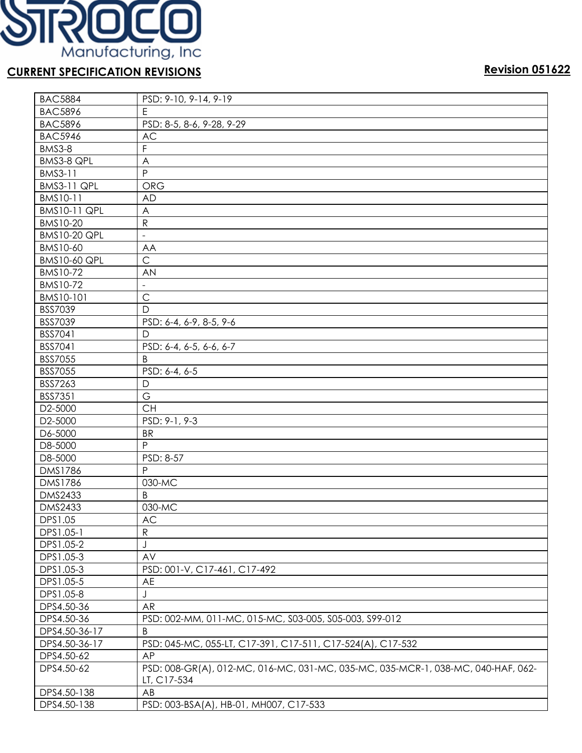## CURRENT SPECIFICATION REVISIONS

**Revision 051622**

| | |
|---|---|
| BAC5884 | PSD: 9-10, 9-14, 9-19 |
| BAC5896 | E |
| BAC5896 | PSD: 8-5, 8-6, 9-28, 9-29 |
| BAC5946 | AC |
| BMS3-8 | F |
| BMS3-8 QPL | A |
| BMS3-11 | P |
| BMS3-11 QPL | ORG |
| BMS10-11 | AD |
| BMS10-11 QPL | A |
| BMS10-20 | R |
| BMS10-20 QPL | - |
| BMS10-60 | AA |
| BMS10-60 QPL | C |
| BMS10-72 | AN |
| BMS10-72 | - |
| BMS10-101 | C |
| BSS7039 | D |
| BSS7039 | PSD: 6-4, 6-9, 8-5, 9-6 |
| BSS7041 | D |
| BSS7041 | PSD: 6-4, 6-5, 6-6, 6-7 |
| BSS7055 | B |
| BSS7055 | PSD: 6-4, 6-5 |
| BSS7263 | D |
| BSS7351 | G |
| D2-5000 | CH |
| D2-5000 | PSD: 9-1, 9-3 |
| D6-5000 | BR |
| D8-5000 | P |
| D8-5000 | PSD: 8-57 |
| DMS1786 | P |
| DMS1786 | 030-MC |
| DMS2433 | B |
| DMS2433 | 030-MC |
| DPS1.05 | AC |
| DPS1.05-1 | R |
| DPS1.05-2 | J |
| DPS1.05-3 | AV |
| DPS1.05-3 | PSD: 001-V, C17-461, C17-492 |
| DPS1.05-5 | AE |
| DPS1.05-8 | J |
| DPS4.50-36 | AR |
| DPS4.50-36 | PSD: 002-MM, 011-MC, 015-MC, S03-005, S05-003, S99-012 |
| DPS4.50-36-17 | B |
| DPS4.50-36-17 | PSD: 045-MC, 055-LT, C17-391, C17-511, C17-524(A), C17-532 |
| DPS4.50-62 | AP |
| DPS4.50-62 | PSD: 008-GR(A), 012-MC, 016-MC, 031-MC, 035-MC, 035-MCR-1, 038-MC, 040-HAF, 062-LT, C17-534 |
| DPS4.50-138 | AB |
| DPS4.50-138 | PSD: 003-BSA(A), HB-01, MH007, C17-533 |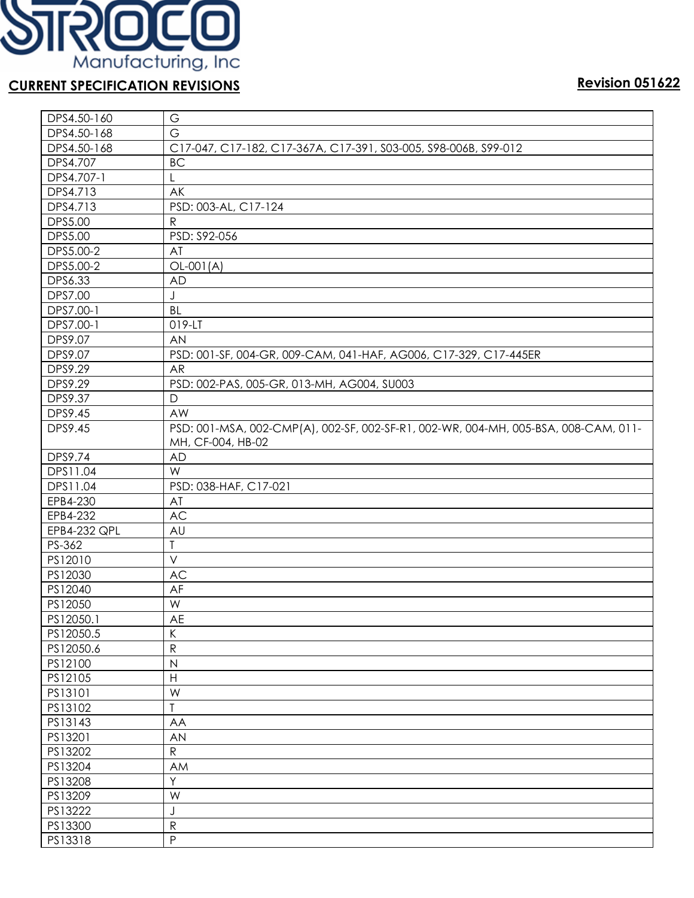STROCO Manufacturing, Inc

**CURRENT SPECIFICATION REVISIONS** **Revision 051622**

| | |
|---|---|
| DPS4.50-160 | G |
| DPS4.50-168 | G |
| DPS4.50-168 | C17-047, C17-182, C17-367A, C17-391, S03-005, S98-006B, S99-012 |
| DPS4.707 | BC |
| DPS4.707-1 | L |
| DPS4.713 | AK |
| DPS4.713 | PSD: 003-AL, C17-124 |
| DPS5.00 | R |
| DPS5.00 | PSD: S92-056 |
| DPS5.00-2 | AT |
| DPS5.00-2 | OL-001(A) |
| DPS6.33 | AD |
| DPS7.00 | J |
| DPS7.00-1 | BL |
| DPS7.00-1 | 019-LT |
| DPS9.07 | AN |
| DPS9.07 | PSD: 001-SF, 004-GR, 009-CAM, 041-HAF, AG006, C17-329, C17-445ER |
| DPS9.29 | AR |
| DPS9.29 | PSD: 002-PAS, 005-GR, 013-MH, AG004, SU003 |
| DPS9.37 | D |
| DPS9.45 | AW |
| DPS9.45 | PSD: 001-MSA, 002-CMP(A), 002-SF, 002-SF-R1, 002-WR, 004-MH, 005-BSA, 008-CAM, 011-MH, CF-004, HB-02 |
| DPS9.74 | AD |
| DPS11.04 | W |
| DPS11.04 | PSD: 038-HAF, C17-021 |
| EPB4-230 | AT |
| EPB4-232 | AC |
| EPB4-232 QPL | AU |
| PS-362 | T |
| PS12010 | V |
| PS12030 | AC |
| PS12040 | AF |
| PS12050 | W |
| PS12050.1 | AE |
| PS12050.5 | K |
| PS12050.6 | R |
| PS12100 | N |
| PS12105 | H |
| PS13101 | W |
| PS13102 | T |
| PS13143 | AA |
| PS13201 | AN |
| PS13202 | R |
| PS13204 | AM |
| PS13208 | Y |
| PS13209 | W |
| PS13222 | J |
| PS13300 | R |
| PS13318 | P |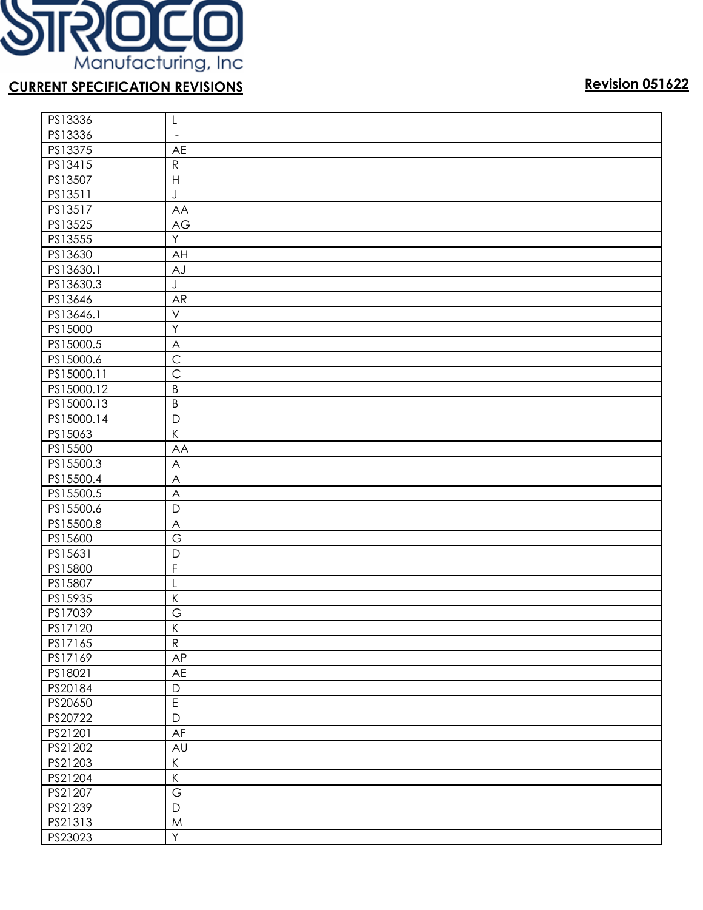STROCO Manufacturing, Inc

**CURRENT SPECIFICATION REVISIONS** **Revision 051622**

| | |
|---|---|
| PS13336 | L |
| PS13336 | - |
| PS13375 | AE |
| PS13415 | R |
| PS13507 | H |
| PS13511 | J |
| PS13517 | AA |
| PS13525 | AG |
| PS13555 | Y |
| PS13630 | AH |
| PS13630.1 | AJ |
| PS13630.3 | J |
| PS13646 | AR |
| PS13646.1 | V |
| PS15000 | Y |
| PS15000.5 | A |
| PS15000.6 | C |
| PS15000.11 | C |
| PS15000.12 | B |
| PS15000.13 | B |
| PS15000.14 | D |
| PS15063 | K |
| PS15500 | AA |
| PS15500.3 | A |
| PS15500.4 | A |
| PS15500.5 | A |
| PS15500.6 | D |
| PS15500.8 | A |
| PS15600 | G |
| PS15631 | D |
| PS15800 | F |
| PS15807 | L |
| PS15935 | K |
| PS17039 | G |
| PS17120 | K |
| PS17165 | R |
| PS17169 | AP |
| PS18021 | AE |
| PS20184 | D |
| PS20650 | E |
| PS20722 | D |
| PS21201 | AF |
| PS21202 | AU |
| PS21203 | K |
| PS21204 | K |
| PS21207 | G |
| PS21239 | D |
| PS21313 | M |
| PS23023 | Y |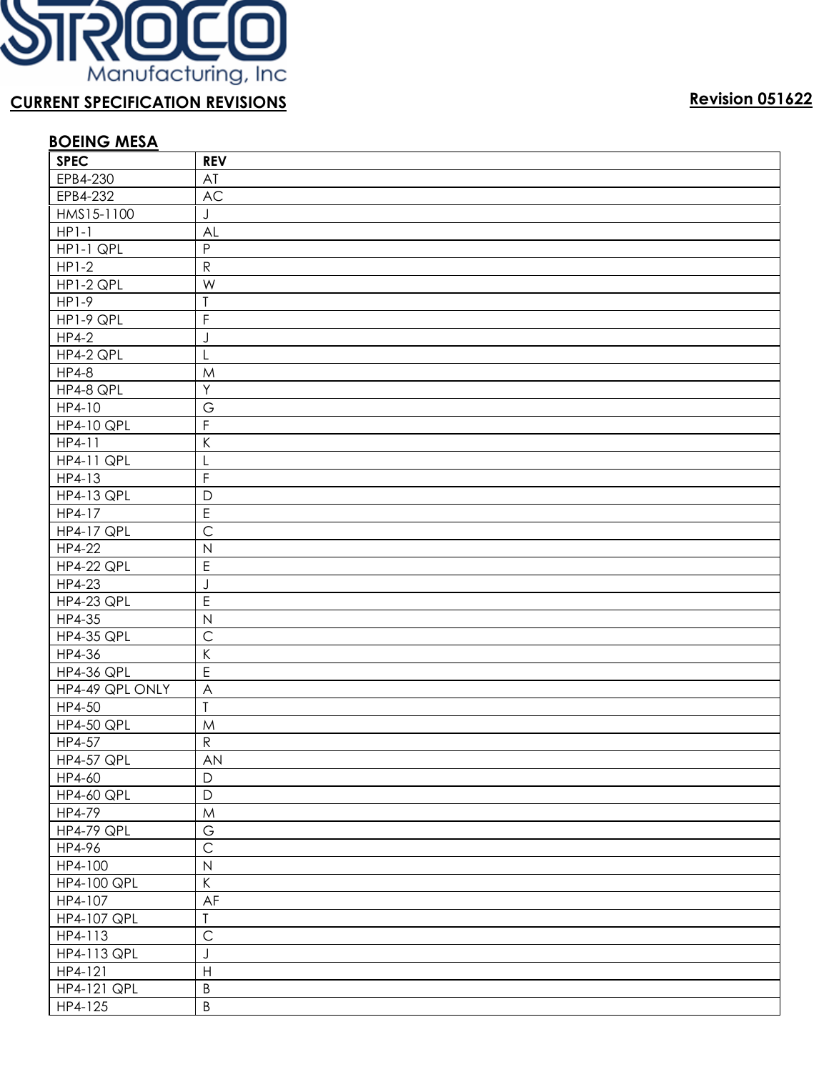STROCO Manufacturing, Inc

**CURRENT SPECIFICATION REVISIONS**

**Revision 051622**

**BOEING MESA**

| SPEC | REV |
|---|---|
| EPB4-230 | AT |
| EPB4-232 | AC |
| HMS15-1100 | J |
| HP1-1 | AL |
| HP1-1 QPL | P |
| HP1-2 | R |
| HP1-2 QPL | W |
| HP1-9 | T |
| HP1-9 QPL | F |
| HP4-2 | J |
| HP4-2 QPL | L |
| HP4-8 | M |
| HP4-8 QPL | Y |
| HP4-10 | G |
| HP4-10 QPL | F |
| HP4-11 | K |
| HP4-11 QPL | L |
| HP4-13 | F |
| HP4-13 QPL | D |
| HP4-17 | E |
| HP4-17 QPL | C |
| HP4-22 | N |
| HP4-22 QPL | E |
| HP4-23 | J |
| HP4-23 QPL | E |
| HP4-35 | N |
| HP4-35 QPL | C |
| HP4-36 | K |
| HP4-36 QPL | E |
| HP4-49 QPL ONLY | A |
| HP4-50 | T |
| HP4-50 QPL | M |
| HP4-57 | R |
| HP4-57 QPL | AN |
| HP4-60 | D |
| HP4-60 QPL | D |
| HP4-79 | M |
| HP4-79 QPL | G |
| HP4-96 | C |
| HP4-100 | N |
| HP4-100 QPL | K |
| HP4-107 | AF |
| HP4-107 QPL | T |
| HP4-113 | C |
| HP4-113 QPL | J |
| HP4-121 | H |
| HP4-121 QPL | B |
| HP4-125 | B |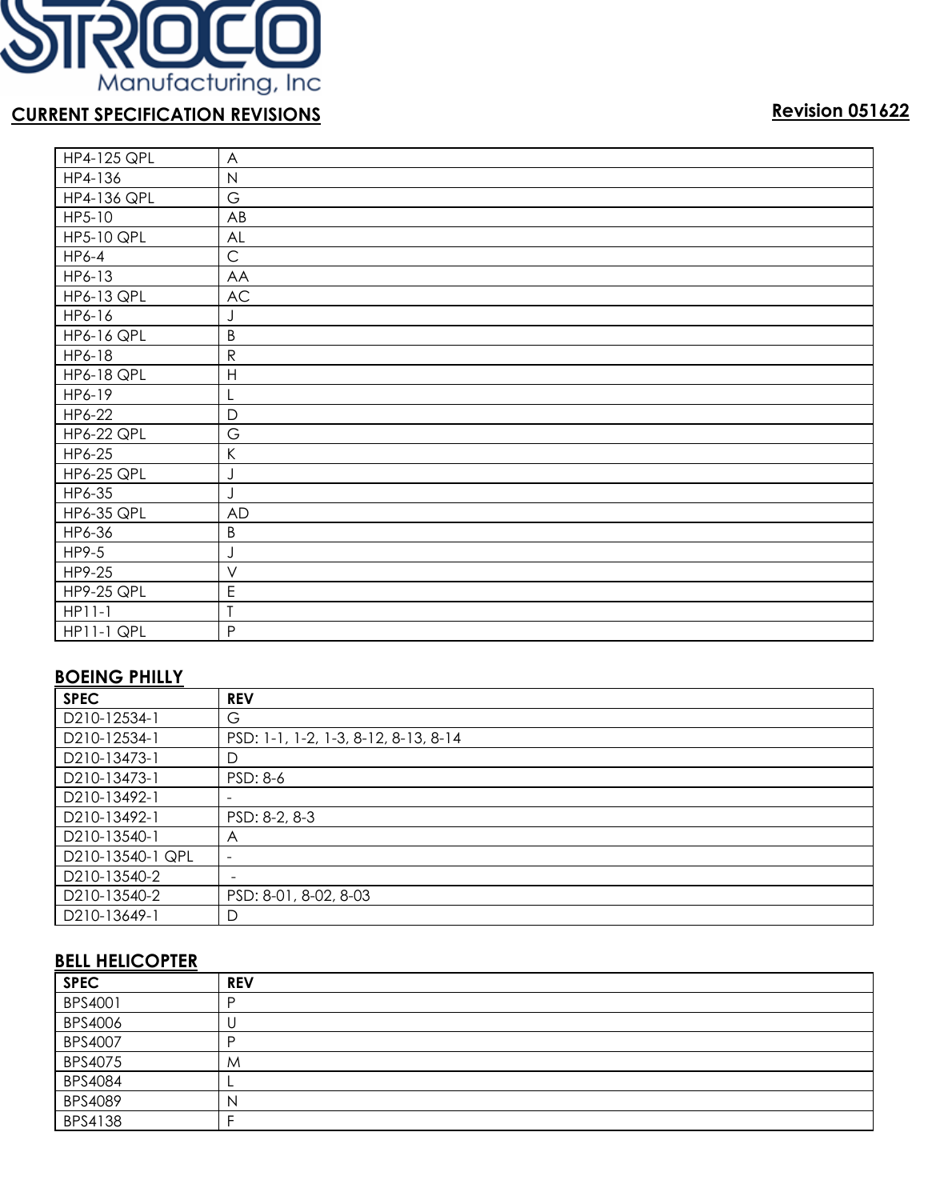## CURRENT SPECIFICATION REVISIONS

**Revision 051622**

| | |
|---|---|
| HP4-125 QPL | A |
| HP4-136 | N |
| HP4-136 QPL | G |
| HP5-10 | AB |
| HP5-10 QPL | AL |
| HP6-4 | C |
| HP6-13 | AA |
| HP6-13 QPL | AC |
| HP6-16 | J |
| HP6-16 QPL | B |
| HP6-18 | R |
| HP6-18 QPL | H |
| HP6-19 | L |
| HP6-22 | D |
| HP6-22 QPL | G |
| HP6-25 | K |
| HP6-25 QPL | J |
| HP6-35 | J |
| HP6-35 QPL | AD |
| HP6-36 | B |
| HP9-5 | J |
| HP9-25 | V |
| HP9-25 QPL | E |
| HP11-1 | T |
| HP11-1 QPL | P |

### BOEING PHILLY

| SPEC | REV |
|---|---|
| D210-12534-1 | G |
| D210-12534-1 | PSD: 1-1, 1-2, 1-3, 8-12, 8-13, 8-14 |
| D210-13473-1 | D |
| D210-13473-1 | PSD: 8-6 |
| D210-13492-1 | - |
| D210-13492-1 | PSD: 8-2, 8-3 |
| D210-13540-1 | A |
| D210-13540-1 QPL | - |
| D210-13540-2 | - |
| D210-13540-2 | PSD: 8-01, 8-02, 8-03 |
| D210-13649-1 | D |

### BELL HELICOPTER

| SPEC | REV |
|---|---|
| BPS4001 | P |
| BPS4006 | U |
| BPS4007 | P |
| BPS4075 | M |
| BPS4084 | L |
| BPS4089 | N |
| BPS4138 | F |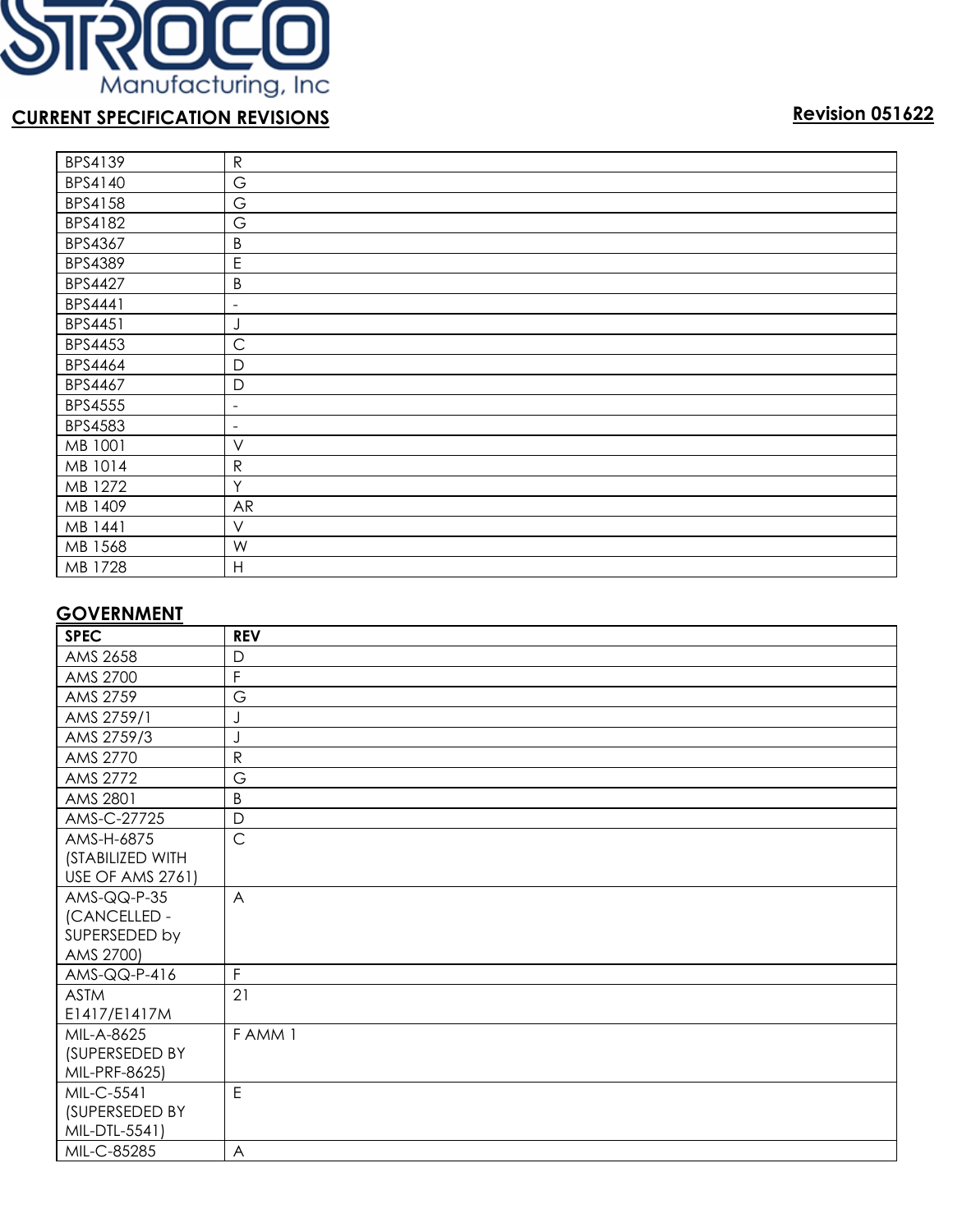STROCO Manufacturing, Inc

**CURRENT SPECIFICATION REVISIONS** **Revision 051622**

| | |
|---|---|
| BPS4139 | R |
| BPS4140 | G |
| BPS4158 | G |
| BPS4182 | G |
| BPS4367 | B |
| BPS4389 | E |
| BPS4427 | B |
| BPS4441 | - |
| BPS4451 | J |
| BPS4453 | C |
| BPS4464 | D |
| BPS4467 | D |
| BPS4555 | - |
| BPS4583 | - |
| MB 1001 | V |
| MB 1014 | R |
| MB 1272 | Y |
| MB 1409 | AR |
| MB 1441 | V |
| MB 1568 | W |
| MB 1728 | H |

## GOVERNMENT

| SPEC | REV |
|---|---|
| AMS 2658 | D |
| AMS 2700 | F |
| AMS 2759 | G |
| AMS 2759/1 | J |
| AMS 2759/3 | J |
| AMS 2770 | R |
| AMS 2772 | G |
| AMS 2801 | B |
| AMS-C-27725 | D |
| AMS-H-6875 (STABILIZED WITH USE OF AMS 2761) | C |
| AMS-QQ-P-35 (CANCELLED - SUPERSEDED by AMS 2700) | A |
| AMS-QQ-P-416 | F |
| ASTM E1417/E1417M | 21 |
| MIL-A-8625 (SUPERSEDED BY MIL-PRF-8625) | F AMM 1 |
| MIL-C-5541 (SUPERSEDED BY MIL-DTL-5541) | E |
| MIL-C-85285 | A |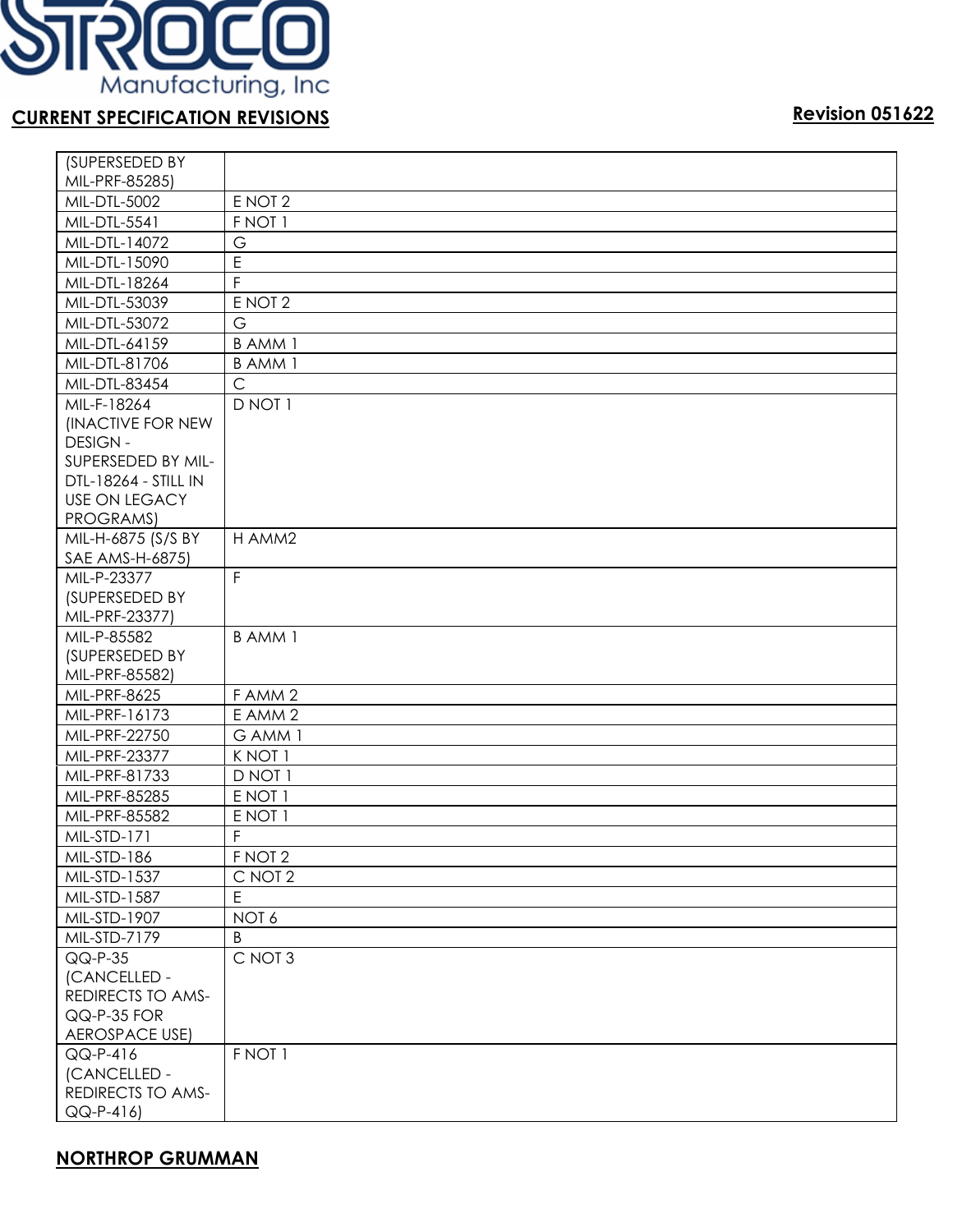# CURRENT SPECIFICATION REVISIONS

**Revision 051622**

| | |
|---|---|
| (SUPERSEDED BY MIL-PRF-85285) | |
| MIL-DTL-5002 | E NOT 2 |
| MIL-DTL-5541 | F NOT 1 |
| MIL-DTL-14072 | G |
| MIL-DTL-15090 | E |
| MIL-DTL-18264 | F |
| MIL-DTL-53039 | E NOT 2 |
| MIL-DTL-53072 | G |
| MIL-DTL-64159 | B AMM 1 |
| MIL-DTL-81706 | B AMM 1 |
| MIL-DTL-83454 | C |
| MIL-F-18264 (INACTIVE FOR NEW DESIGN - SUPERSEDED BY MIL-DTL-18264 - STILL IN USE ON LEGACY PROGRAMS) | D NOT 1 |
| MIL-H-6875 (S/S BY SAE AMS-H-6875) | H AMM2 |
| MIL-P-23377 (SUPERSEDED BY MIL-PRF-23377) | F |
| MIL-P-85582 (SUPERSEDED BY MIL-PRF-85582) | B AMM 1 |
| MIL-PRF-8625 | F AMM 2 |
| MIL-PRF-16173 | E AMM 2 |
| MIL-PRF-22750 | G AMM 1 |
| MIL-PRF-23377 | K NOT 1 |
| MIL-PRF-81733 | D NOT 1 |
| MIL-PRF-85285 | E NOT 1 |
| MIL-PRF-85582 | E NOT 1 |
| MIL-STD-171 | F |
| MIL-STD-186 | F NOT 2 |
| MIL-STD-1537 | C NOT 2 |
| MIL-STD-1587 | E |
| MIL-STD-1907 | NOT 6 |
| MIL-STD-7179 | B |
| QQ-P-35 (CANCELLED - REDIRECTS TO AMS-QQ-P-35 FOR AEROSPACE USE) | C NOT 3 |
| QQ-P-416 (CANCELLED - REDIRECTS TO AMS-QQ-P-416) | F NOT 1 |

## NORTHROP GRUMMAN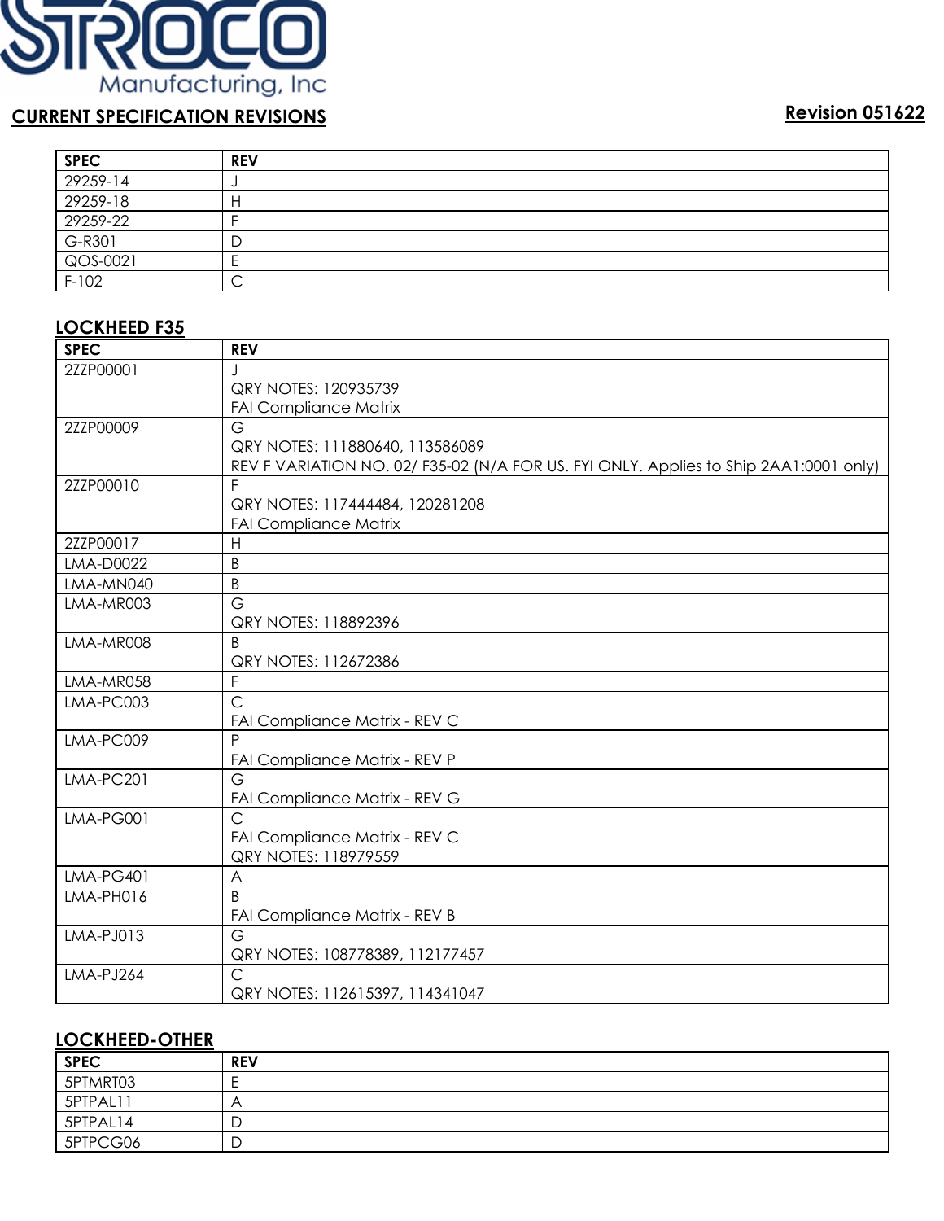STROCO Manufacturing, Inc

## CURRENT SPECIFICATION REVISIONS

**Revision 051622**

| SPEC | REV |
|---|---|
| 29259-14 | J |
| 29259-18 | H |
| 29259-22 | F |
| G-R301 | D |
| QOS-0021 | E |
| F-102 | C |

## LOCKHEED F35

| SPEC | REV |
|---|---|
| 2ZZP00001 | J<br>QRY NOTES: 120935739<br>FAI Compliance Matrix |
| 2ZZP00009 | G<br>QRY NOTES: 111880640, 113586089<br>REV F VARIATION NO. 02/ F35-02 (N/A FOR US. FYI ONLY. Applies to Ship 2AA1:0001 only) |
| 2ZZP00010 | F<br>QRY NOTES: 117444484, 120281208<br>FAI Compliance Matrix |
| 2ZZP00017 | H |
| LMA-D0022 | B |
| LMA-MN040 | B |
| LMA-MR003 | G<br>QRY NOTES: 118892396 |
| LMA-MR008 | B<br>QRY NOTES: 112672386 |
| LMA-MR058 | F |
| LMA-PC003 | C<br>FAI Compliance Matrix - REV C |
| LMA-PC009 | P<br>FAI Compliance Matrix - REV P |
| LMA-PC201 | G<br>FAI Compliance Matrix - REV G |
| LMA-PG001 | C<br>FAI Compliance Matrix - REV C<br>QRY NOTES: 118979559 |
| LMA-PG401 | A |
| LMA-PH016 | B<br>FAI Compliance Matrix - REV B |
| LMA-PJ013 | G<br>QRY NOTES: 108778389, 112177457 |
| LMA-PJ264 | C<br>QRY NOTES: 112615397, 114341047 |

## LOCKHEED-OTHER

| SPEC | REV |
|---|---|
| 5PTMRT03 | E |
| 5PTPAL11 | A |
| 5PTPAL14 | D |
| 5PTPCG06 | D |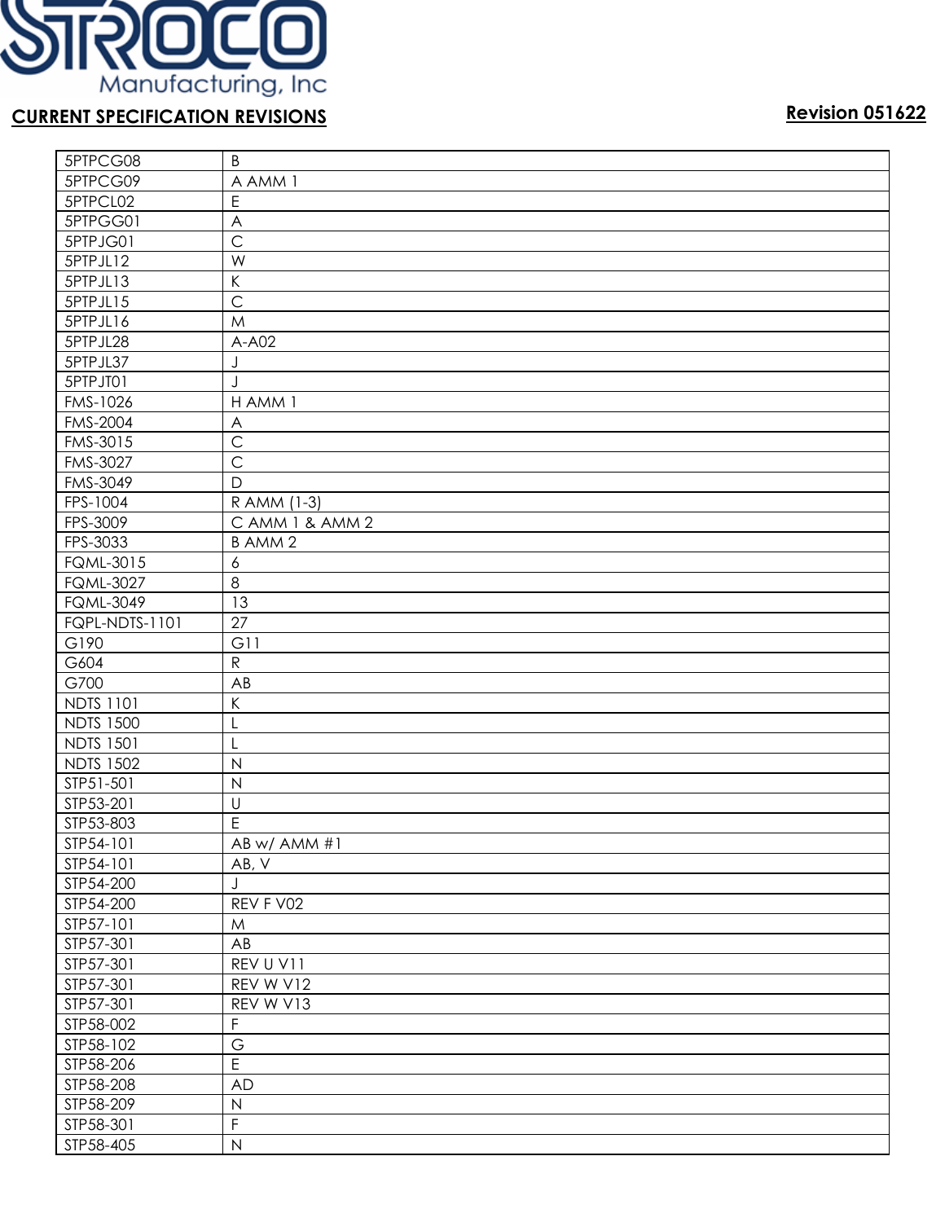STROCO Manufacturing, Inc

**CURRENT SPECIFICATION REVISIONS** **Revision 051622**

| | |
|---|---|
| 5PTPCG08 | B |
| 5PTPCG09 | A AMM 1 |
| 5PTPCL02 | E |
| 5PTPGG01 | A |
| 5PTPJG01 | C |
| 5PTPJL12 | W |
| 5PTPJL13 | K |
| 5PTPJL15 | C |
| 5PTPJL16 | M |
| 5PTPJL28 | A-A02 |
| 5PTPJL37 | J |
| 5PTPJT01 | J |
| FMS-1026 | H AMM 1 |
| FMS-2004 | A |
| FMS-3015 | C |
| FMS-3027 | C |
| FMS-3049 | D |
| FPS-1004 | R AMM (1-3) |
| FPS-3009 | C AMM 1 & AMM 2 |
| FPS-3033 | B AMM 2 |
| FQML-3015 | 6 |
| FQML-3027 | 8 |
| FQML-3049 | 13 |
| FQPL-NDTS-1101 | 27 |
| G190 | G11 |
| G604 | R |
| G700 | AB |
| NDTS 1101 | K |
| NDTS 1500 | L |
| NDTS 1501 | L |
| NDTS 1502 | N |
| STP51-501 | N |
| STP53-201 | U |
| STP53-803 | E |
| STP54-101 | AB w/ AMM #1 |
| STP54-101 | AB, V |
| STP54-200 | J |
| STP54-200 | REV F V02 |
| STP57-101 | M |
| STP57-301 | AB |
| STP57-301 | REV U V11 |
| STP57-301 | REV W V12 |
| STP57-301 | REV W V13 |
| STP58-002 | F |
| STP58-102 | G |
| STP58-206 | E |
| STP58-208 | AD |
| STP58-209 | N |
| STP58-301 | F |
| STP58-405 | N |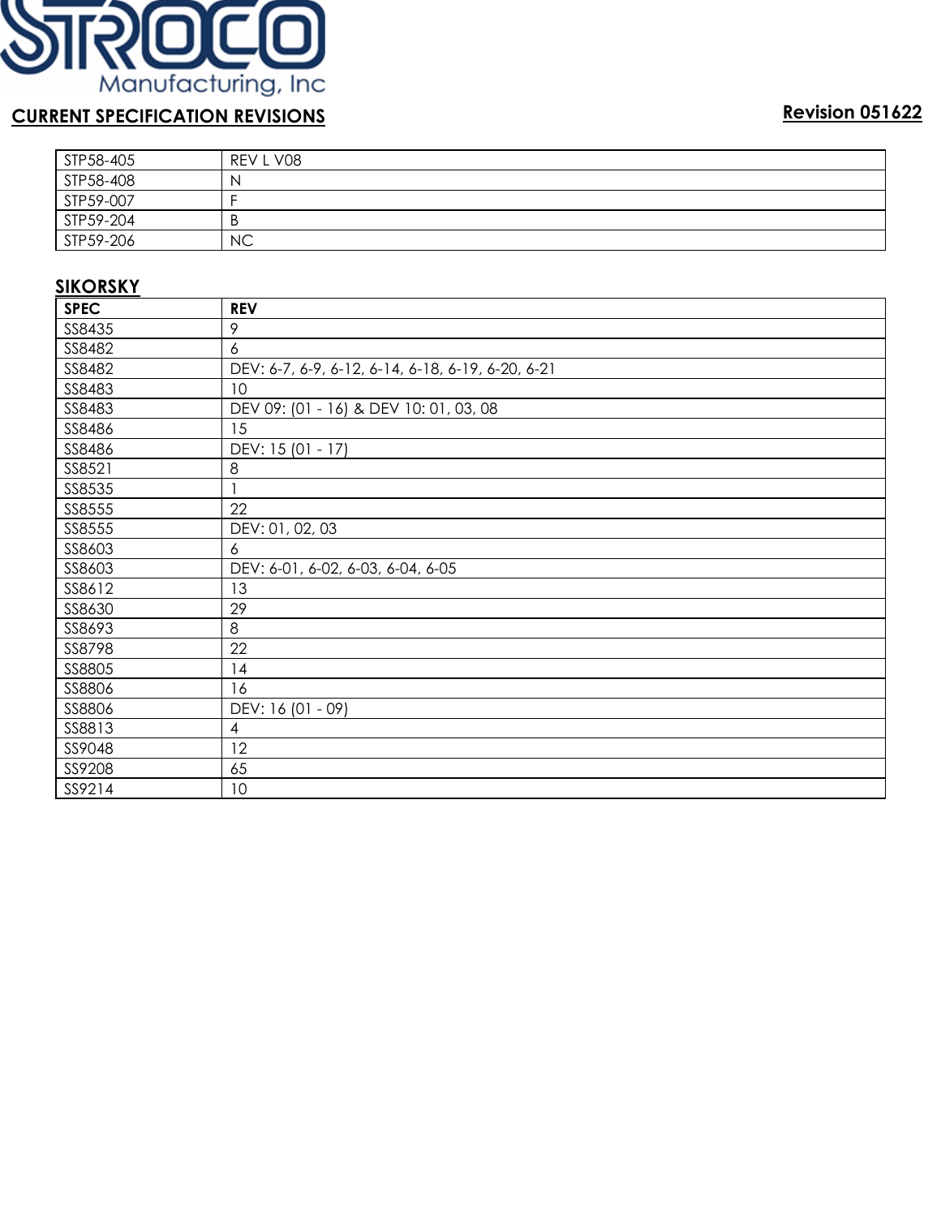# STROCO Manufacturing, Inc

**CURRENT SPECIFICATION REVISIONS** **Revision 051622**

| | |
|---|---|
| STP58-405 | REV L V08 |
| STP58-408 | N |
| STP59-007 | F |
| STP59-204 | B |
| STP59-206 | NC |

## SIKORSKY

| SPEC | REV |
|---|---|
| SS8435 | 9 |
| SS8482 | 6 |
| SS8482 | DEV: 6-7, 6-9, 6-12, 6-14, 6-18, 6-19, 6-20, 6-21 |
| SS8483 | 10 |
| SS8483 | DEV 09: (01 - 16) & DEV 10: 01, 03, 08 |
| SS8486 | 15 |
| SS8486 | DEV: 15 (01 - 17) |
| SS8521 | 8 |
| SS8535 | 1 |
| SS8555 | 22 |
| SS8555 | DEV: 01, 02, 03 |
| SS8603 | 6 |
| SS8603 | DEV: 6-01, 6-02, 6-03, 6-04, 6-05 |
| SS8612 | 13 |
| SS8630 | 29 |
| SS8693 | 8 |
| SS8798 | 22 |
| SS8805 | 14 |
| SS8806 | 16 |
| SS8806 | DEV: 16 (01 - 09) |
| SS8813 | 4 |
| SS9048 | 12 |
| SS9208 | 65 |
| SS9214 | 10 |